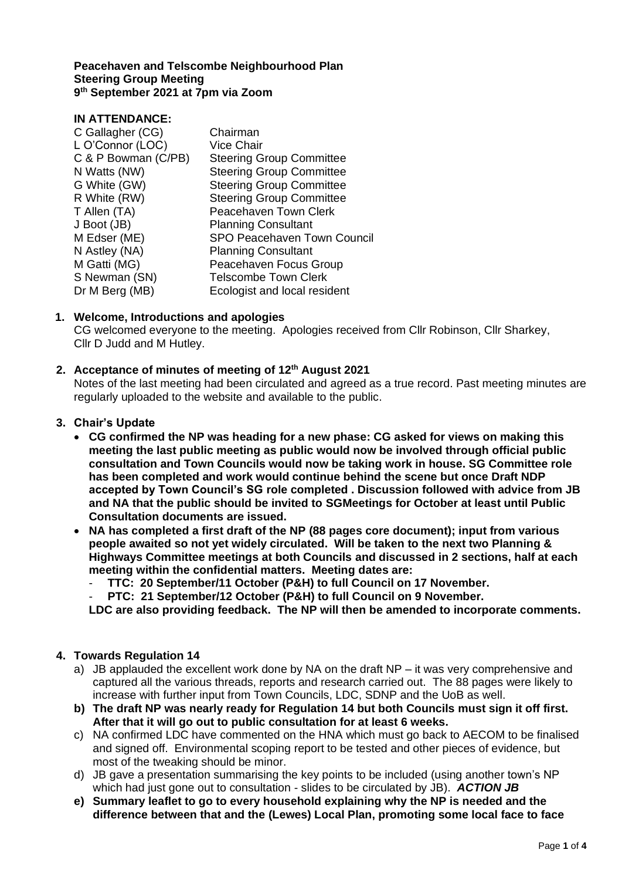**Peacehaven and Telscombe Neighbourhood Plan**
**Steering Group Meeting**
**9th September 2021 at 7pm via Zoom**

**IN ATTENDANCE:**

| | |
|---|---|
| C Gallagher (CG) | Chairman |
| L O'Connor (LOC) | Vice Chair |
| C & P Bowman (C/PB) | Steering Group Committee |
| N Watts (NW) | Steering Group Committee |
| G White (GW) | Steering Group Committee |
| R White (RW) | Steering Group Committee |
| T Allen (TA) | Peacehaven Town Clerk |
| J Boot (JB) | Planning Consultant |
| M Edser (ME) | SPO Peacehaven Town Council |
| N Astley (NA) | Planning Consultant |
| M Gatti (MG) | Peacehaven Focus Group |
| S Newman (SN) | Telscombe Town Clerk |
| Dr M Berg (MB) | Ecologist and local resident |

**1. Welcome, Introductions and apologies**

CG welcomed everyone to the meeting. Apologies received from Cllr Robinson, Cllr Sharkey, Cllr D Judd and M Hutley.

**2. Acceptance of minutes of meeting of 12th August 2021**

Notes of the last meeting had been circulated and agreed as a true record. Past meeting minutes are regularly uploaded to the website and available to the public.

**3. Chair's Update**

- **CG confirmed the NP was heading for a new phase: CG asked for views on making this meeting the last public meeting as public would now be involved through official public consultation and Town Councils would now be taking work in house. SG Committee role has been completed and work would continue behind the scene but once Draft NDP accepted by Town Council's SG role completed . Discussion followed with advice from JB and NA that the public should be invited to SGMeetings for October at least until Public Consultation documents are issued.**
- **NA has completed a first draft of the NP (88 pages core document); input from various people awaited so not yet widely circulated. Will be taken to the next two Planning & Highways Committee meetings at both Councils and discussed in 2 sections, half at each meeting within the confidential matters. Meeting dates are:**
  - **TTC: 20 September/11 October (P&H) to full Council on 17 November.**
  - **PTC: 21 September/12 October (P&H) to full Council on 9 November.**

  **LDC are also providing feedback. The NP will then be amended to incorporate comments.**

**4. Towards Regulation 14**

a) JB applauded the excellent work done by NA on the draft NP – it was very comprehensive and captured all the various threads, reports and research carried out. The 88 pages were likely to increase with further input from Town Councils, LDC, SDNP and the UoB as well.

**b) The draft NP was nearly ready for Regulation 14 but both Councils must sign it off first. After that it will go out to public consultation for at least 6 weeks.**

c) NA confirmed LDC have commented on the HNA which must go back to AECOM to be finalised and signed off. Environmental scoping report to be tested and other pieces of evidence, but most of the tweaking should be minor.

d) JB gave a presentation summarising the key points to be included (using another town's NP which had just gone out to consultation - slides to be circulated by JB). ***ACTION JB***

**e) Summary leaflet to go to every household explaining why the NP is needed and the difference between that and the (Lewes) Local Plan, promoting some local face to face**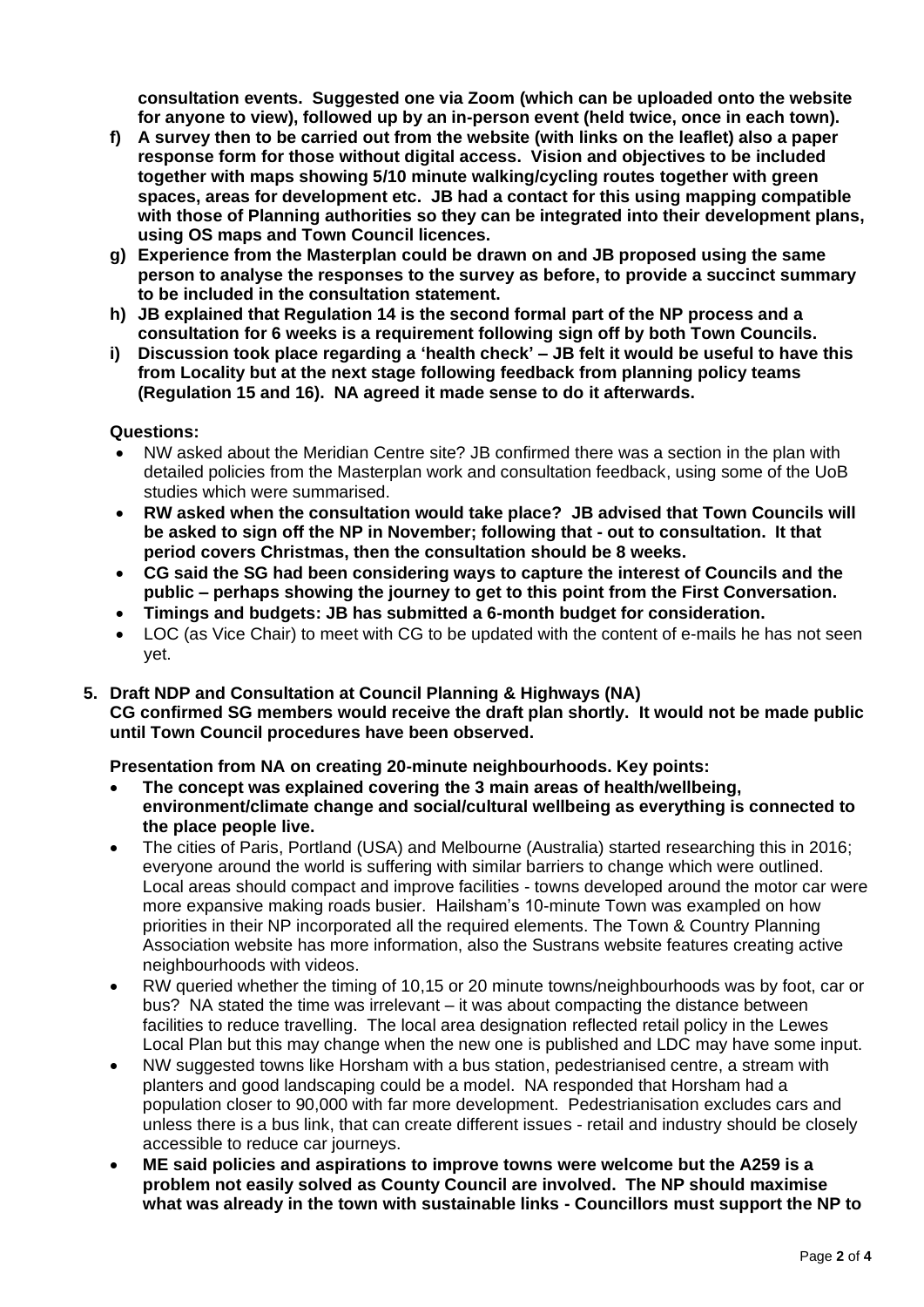**consultation events. Suggested one via Zoom (which can be uploaded onto the website for anyone to view), followed up by an in-person event (held twice, once in each town).**

f) **A survey then to be carried out from the website (with links on the leaflet) also a paper response form for those without digital access. Vision and objectives to be included together with maps showing 5/10 minute walking/cycling routes together with green spaces, areas for development etc. JB had a contact for this using mapping compatible with those of Planning authorities so they can be integrated into their development plans, using OS maps and Town Council licences.**
g) **Experience from the Masterplan could be drawn on and JB proposed using the same person to analyse the responses to the survey as before, to provide a succinct summary to be included in the consultation statement.**
h) **JB explained that Regulation 14 is the second formal part of the NP process and a consultation for 6 weeks is a requirement following sign off by both Town Councils.**
i) **Discussion took place regarding a 'health check' – JB felt it would be useful to have this from Locality but at the next stage following feedback from planning policy teams (Regulation 15 and 16). NA agreed it made sense to do it afterwards.**

**Questions:**

- NW asked about the Meridian Centre site? JB confirmed there was a section in the plan with detailed policies from the Masterplan work and consultation feedback, using some of the UoB studies which were summarised.
- **RW asked when the consultation would take place? JB advised that Town Councils will be asked to sign off the NP in November; following that - out to consultation. It that period covers Christmas, then the consultation should be 8 weeks.**
- **CG said the SG had been considering ways to capture the interest of Councils and the public – perhaps showing the journey to get to this point from the First Conversation.**
- **Timings and budgets: JB has submitted a 6-month budget for consideration.**
- LOC (as Vice Chair) to meet with CG to be updated with the content of e-mails he has not seen yet.

**5. Draft NDP and Consultation at Council Planning & Highways (NA)**

**CG confirmed SG members would receive the draft plan shortly. It would not be made public until Town Council procedures have been observed.**

**Presentation from NA on creating 20-minute neighbourhoods. Key points:**

- **The concept was explained covering the 3 main areas of health/wellbeing, environment/climate change and social/cultural wellbeing as everything is connected to the place people live.**
- The cities of Paris, Portland (USA) and Melbourne (Australia) started researching this in 2016; everyone around the world is suffering with similar barriers to change which were outlined. Local areas should compact and improve facilities - towns developed around the motor car were more expansive making roads busier. Hailsham's 10-minute Town was exampled on how priorities in their NP incorporated all the required elements. The Town & Country Planning Association website has more information, also the Sustrans website features creating active neighbourhoods with videos.
- RW queried whether the timing of 10,15 or 20 minute towns/neighbourhoods was by foot, car or bus? NA stated the time was irrelevant – it was about compacting the distance between facilities to reduce travelling. The local area designation reflected retail policy in the Lewes Local Plan but this may change when the new one is published and LDC may have some input.
- NW suggested towns like Horsham with a bus station, pedestrianised centre, a stream with planters and good landscaping could be a model. NA responded that Horsham had a population closer to 90,000 with far more development. Pedestrianisation excludes cars and unless there is a bus link, that can create different issues - retail and industry should be closely accessible to reduce car journeys.
- **ME said policies and aspirations to improve towns were welcome but the A259 is a problem not easily solved as County Council are involved. The NP should maximise what was already in the town with sustainable links - Councillors must support the NP to**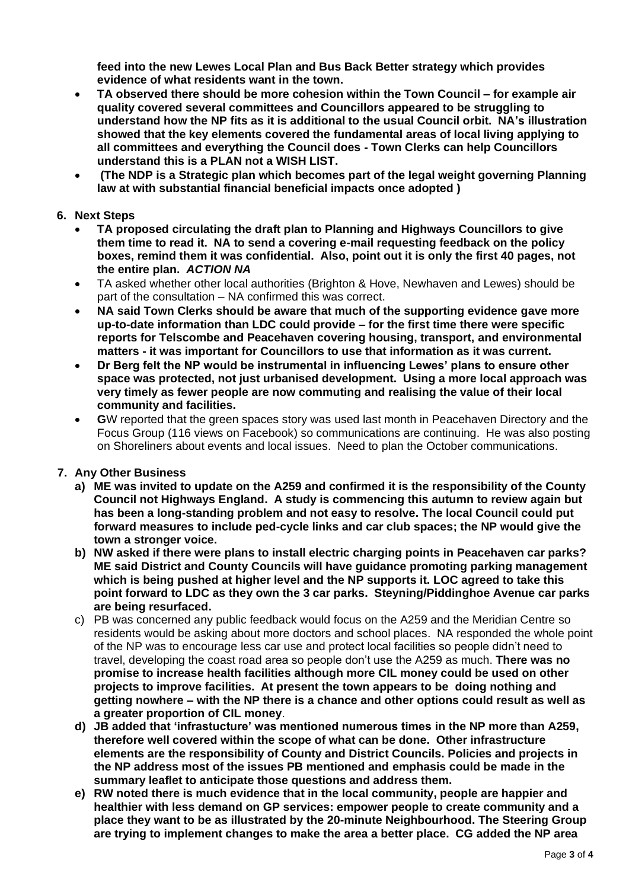**feed into the new Lewes Local Plan and Bus Back Better strategy which provides evidence of what residents want in the town.**

- **TA observed there should be more cohesion within the Town Council – for example air quality covered several committees and Councillors appeared to be struggling to understand how the NP fits as it is additional to the usual Council orbit. NA's illustration showed that the key elements covered the fundamental areas of local living applying to all committees and everything the Council does - Town Clerks can help Councillors understand this is a PLAN not a WISH LIST.**
- **(The NDP is a Strategic plan which becomes part of the legal weight governing Planning law at with substantial financial beneficial impacts once adopted )**

**6. Next Steps**

- **TA proposed circulating the draft plan to Planning and Highways Councillors to give them time to read it. NA to send a covering e-mail requesting feedback on the policy boxes, remind them it was confidential. Also, point out it is only the first 40 pages, not the entire plan. *ACTION NA***
- TA asked whether other local authorities (Brighton & Hove, Newhaven and Lewes) should be part of the consultation – NA confirmed this was correct.
- **NA said Town Clerks should be aware that much of the supporting evidence gave more up-to-date information than LDC could provide – for the first time there were specific reports for Telscombe and Peacehaven covering housing, transport, and environmental matters - it was important for Councillors to use that information as it was current.**
- **Dr Berg felt the NP would be instrumental in influencing Lewes' plans to ensure other space was protected, not just urbanised development. Using a more local approach was very timely as fewer people are now commuting and realising the value of their local community and facilities.**
- **G**W reported that the green spaces story was used last month in Peacehaven Directory and the Focus Group (116 views on Facebook) so communications are continuing. He was also posting on Shoreliners about events and local issues. Need to plan the October communications.

**7. Any Other Business**

**a) ME was invited to update on the A259 and confirmed it is the responsibility of the County Council not Highways England. A study is commencing this autumn to review again but has been a long-standing problem and not easy to resolve. The local Council could put forward measures to include ped-cycle links and car club spaces; the NP would give the town a stronger voice.**

**b) NW asked if there were plans to install electric charging points in Peacehaven car parks? ME said District and County Councils will have guidance promoting parking management which is being pushed at higher level and the NP supports it. LOC agreed to take this point forward to LDC as they own the 3 car parks. Steyning/Piddinghoe Avenue car parks are being resurfaced.**

c) PB was concerned any public feedback would focus on the A259 and the Meridian Centre so residents would be asking about more doctors and school places. NA responded the whole point of the NP was to encourage less car use and protect local facilities so people didn't need to travel, developing the coast road area so people don't use the A259 as much. **There was no promise to increase health facilities although more CIL money could be used on other projects to improve facilities. At present the town appears to be doing nothing and getting nowhere – with the NP there is a chance and other options could result as well as a greater proportion of CIL money**.

**d) JB added that 'infrastucture' was mentioned numerous times in the NP more than A259, therefore well covered within the scope of what can be done. Other infrastructure elements are the responsibility of County and District Councils. Policies and projects in the NP address most of the issues PB mentioned and emphasis could be made in the summary leaflet to anticipate those questions and address them.**

**e) RW noted there is much evidence that in the local community, people are happier and healthier with less demand on GP services: empower people to create community and a place they want to be as illustrated by the 20-minute Neighbourhood. The Steering Group are trying to implement changes to make the area a better place. CG added the NP area**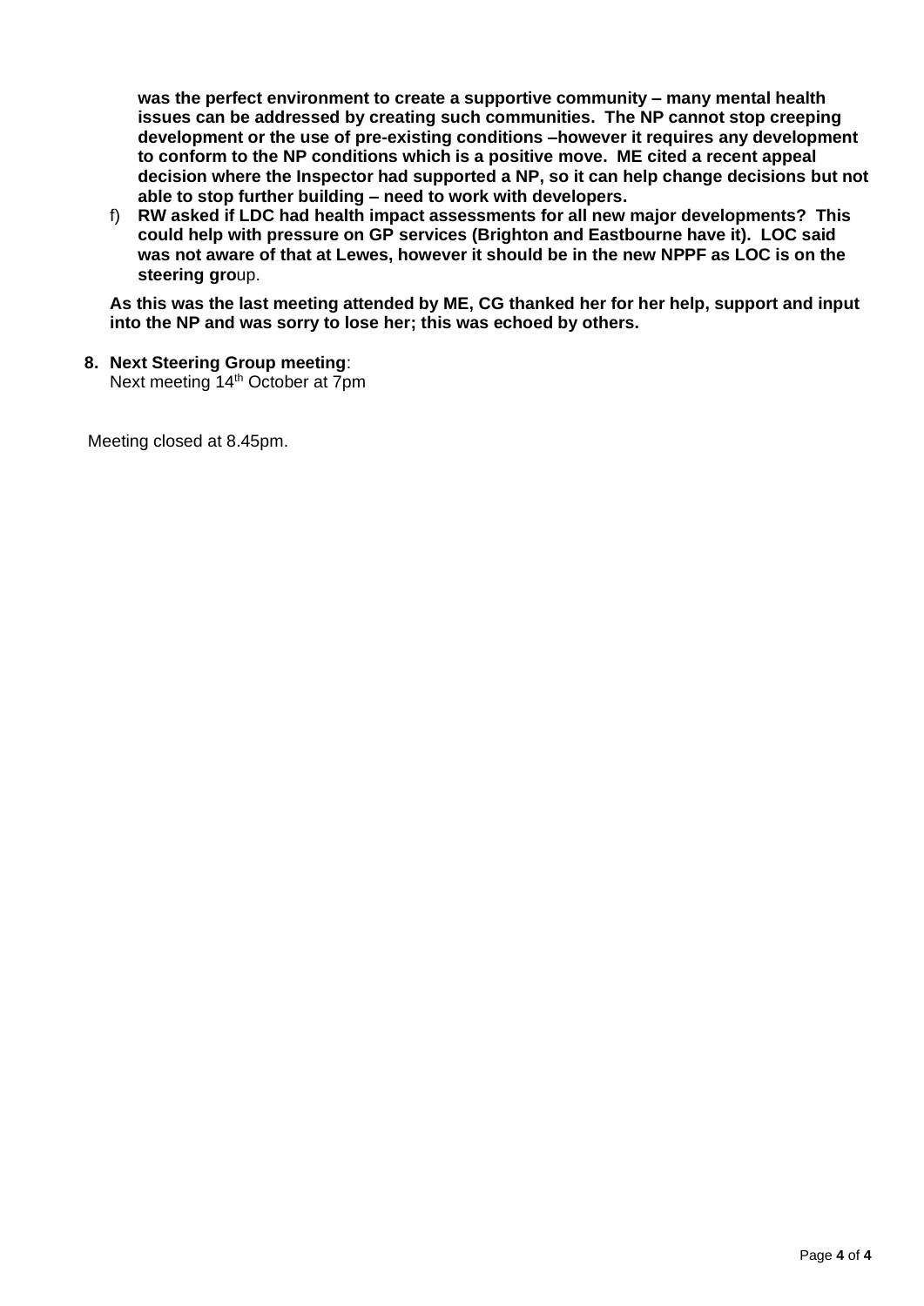**was the perfect environment to create a supportive community – many mental health issues can be addressed by creating such communities. The NP cannot stop creeping development or the use of pre-existing conditions –however it requires any development to conform to the NP conditions which is a positive move. ME cited a recent appeal decision where the Inspector had supported a NP, so it can help change decisions but not able to stop further building – need to work with developers.**

f) **RW asked if LDC had health impact assessments for all new major developments? This could help with pressure on GP services (Brighton and Eastbourne have it). LOC said was not aware of that at Lewes, however it should be in the new NPPF as LOC is on the steering gro**up.

**As this was the last meeting attended by ME, CG thanked her for her help, support and input into the NP and was sorry to lose her; this was echoed by others.**

**8. Next Steering Group meeting**:
Next meeting 14th October at 7pm

Meeting closed at 8.45pm.